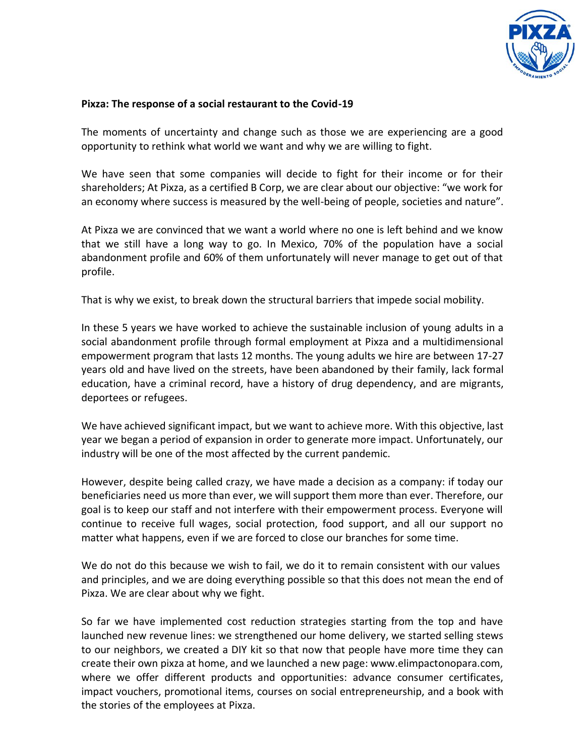**Pixza: The response of a social restaurant to the Covid-19**

The moments of uncertainty and change such as those we are experiencing are a good opportunity to rethink what world we want and why we are willing to fight.

We have seen that some companies will decide to fight for their income or for their shareholders; At Pixza, as a certified B Corp, we are clear about our objective: "we work for an economy where success is measured by the well-being of people, societies and nature".

At Pixza we are convinced that we want a world where no one is left behind and we know that we still have a long way to go. In Mexico, 70% of the population have a social abandonment profile and 60% of them unfortunately will never manage to get out of that profile.

That is why we exist, to break down the structural barriers that impede social mobility.

In these 5 years we have worked to achieve the sustainable inclusion of young adults in a social abandonment profile through formal employment at Pixza and a multidimensional empowerment program that lasts 12 months. The young adults we hire are between 17-27 years old and have lived on the streets, have been abandoned by their family, lack formal education, have a criminal record, have a history of drug dependency, and are migrants, deportees or refugees.

We have achieved significant impact, but we want to achieve more. With this objective, last year we began a period of expansion in order to generate more impact. Unfortunately, our industry will be one of the most affected by the current pandemic.

However, despite being called crazy, we have made a decision as a company: if today our beneficiaries need us more than ever, we will support them more than ever. Therefore, our goal is to keep our staff and not interfere with their empowerment process. Everyone will continue to receive full wages, social protection, food support, and all our support no matter what happens, even if we are forced to close our branches for some time.

We do not do this because we wish to fail, we do it to remain consistent with our values and principles, and we are doing everything possible so that this does not mean the end of Pixza. We are clear about why we fight.

So far we have implemented cost reduction strategies starting from the top and have launched new revenue lines: we strengthened our home delivery, we started selling stews to our neighbors, we created a DIY kit so that now that people have more time they can create their own pixza at home, and we launched a new page: www.elimpactonopara.com, where we offer different products and opportunities: advance consumer certificates, impact vouchers, promotional items, courses on social entrepreneurship, and a book with the stories of the employees at Pixza.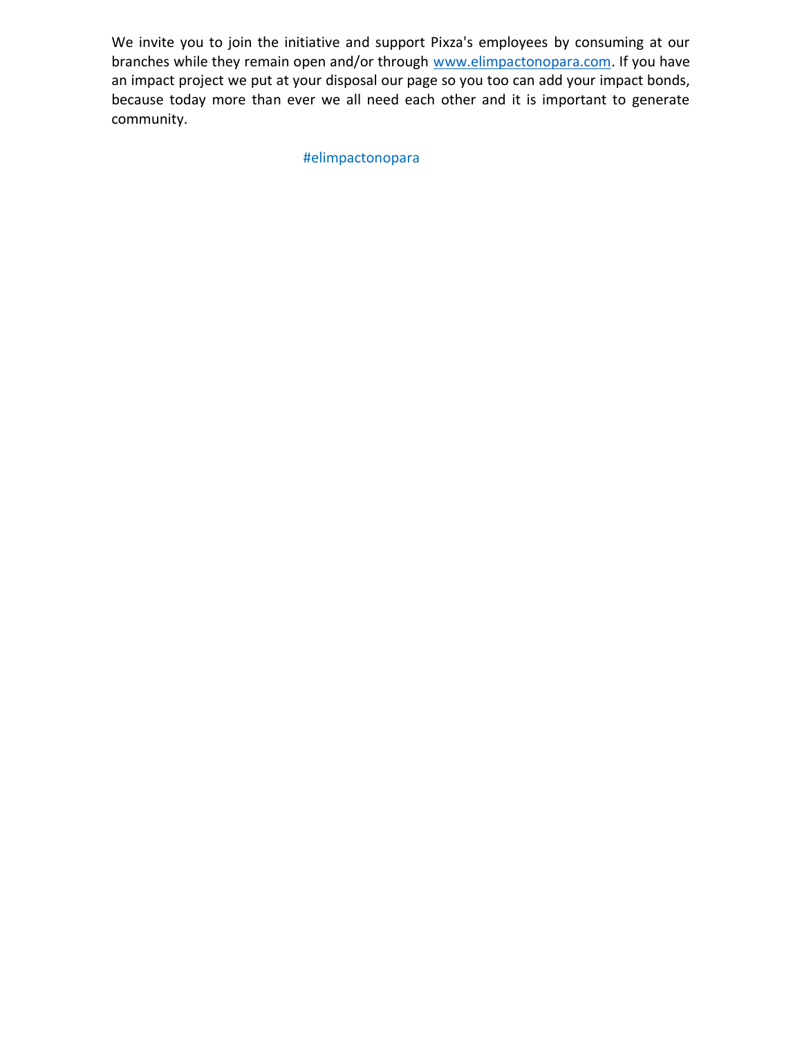We invite you to join the initiative and support Pixza's employees by consuming at our branches while they remain open and/or through [www.elimpactonopara.com](http://www.elimpactonopara.com). If you have an impact project we put at your disposal our page so you too can add your impact bonds, because today more than ever we all need each other and it is important to generate community.

#elimpactonopara